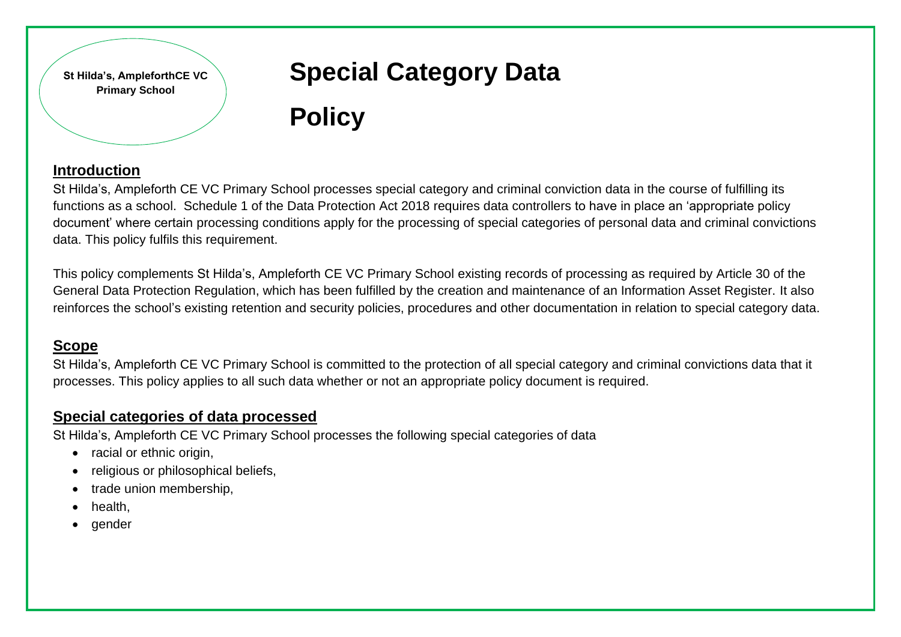St Hilda's, AmpleforthCE VC Primary School

# Special Category Data Policy

## Introduction

St Hilda's, Ampleforth CE VC Primary School processes special category and criminal conviction data in the course of fulfilling its functions as a school. Schedule 1 of the Data Protection Act 2018 requires data controllers to have in place an 'appropriate policy document' where certain processing conditions apply for the processing of special categories of personal data and criminal convictions data. This policy fulfils this requirement.

This policy complements St Hilda's, Ampleforth CE VC Primary School existing records of processing as required by Article 30 of the General Data Protection Regulation, which has been fulfilled by the creation and maintenance of an Information Asset Register. It also reinforces the school's existing retention and security policies, procedures and other documentation in relation to special category data.

## Scope

St Hilda's, Ampleforth CE VC Primary School is committed to the protection of all special category and criminal convictions data that it processes. This policy applies to all such data whether or not an appropriate policy document is required.

## Special categories of data processed

St Hilda's, Ampleforth CE VC Primary School processes the following special categories of data

- racial or ethnic origin,
- religious or philosophical beliefs,
- trade union membership,
- health,
- gender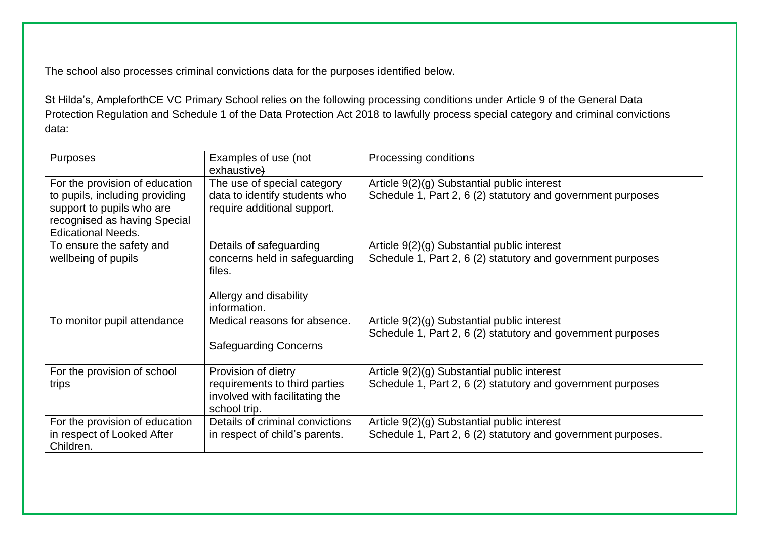The school also processes criminal convictions data for the purposes identified below.

St Hilda's, AmpleforthCE VC Primary School relies on the following processing conditions under Article 9 of the General Data Protection Regulation and Schedule 1 of the Data Protection Act 2018 to lawfully process special category and criminal convictions data:

| Purposes | Examples of use (not exhaustive) | Processing conditions |
| --- | --- | --- |
| For the provision of education to pupils, including providing support to pupils who are recognised as having Special Edicational Needs. | The use of special category data to identify students who require additional support. | Article 9(2)(g) Substantial public interest<br>Schedule 1, Part 2, 6 (2) statutory and government purposes |
| To ensure the safety and wellbeing of pupils | Details of safeguarding concerns held in safeguarding files.<br><br>Allergy and disability information. | Article 9(2)(g) Substantial public interest<br>Schedule 1, Part 2, 6 (2) statutory and government purposes |
| To monitor pupil attendance | Medical reasons for absence.<br><br>Safeguarding Concerns | Article 9(2)(g) Substantial public interest<br>Schedule 1, Part 2, 6 (2) statutory and government purposes |
| | | |
| For the provision of school trips | Provision of dietry requirements to third parties involved with facilitating the school trip. | Article 9(2)(g) Substantial public interest<br>Schedule 1, Part 2, 6 (2) statutory and government purposes |
| For the provision of education in respect of Looked After Children. | Details of criminal convictions in respect of child's parents. | Article 9(2)(g) Substantial public interest<br>Schedule 1, Part 2, 6 (2) statutory and government purposes. |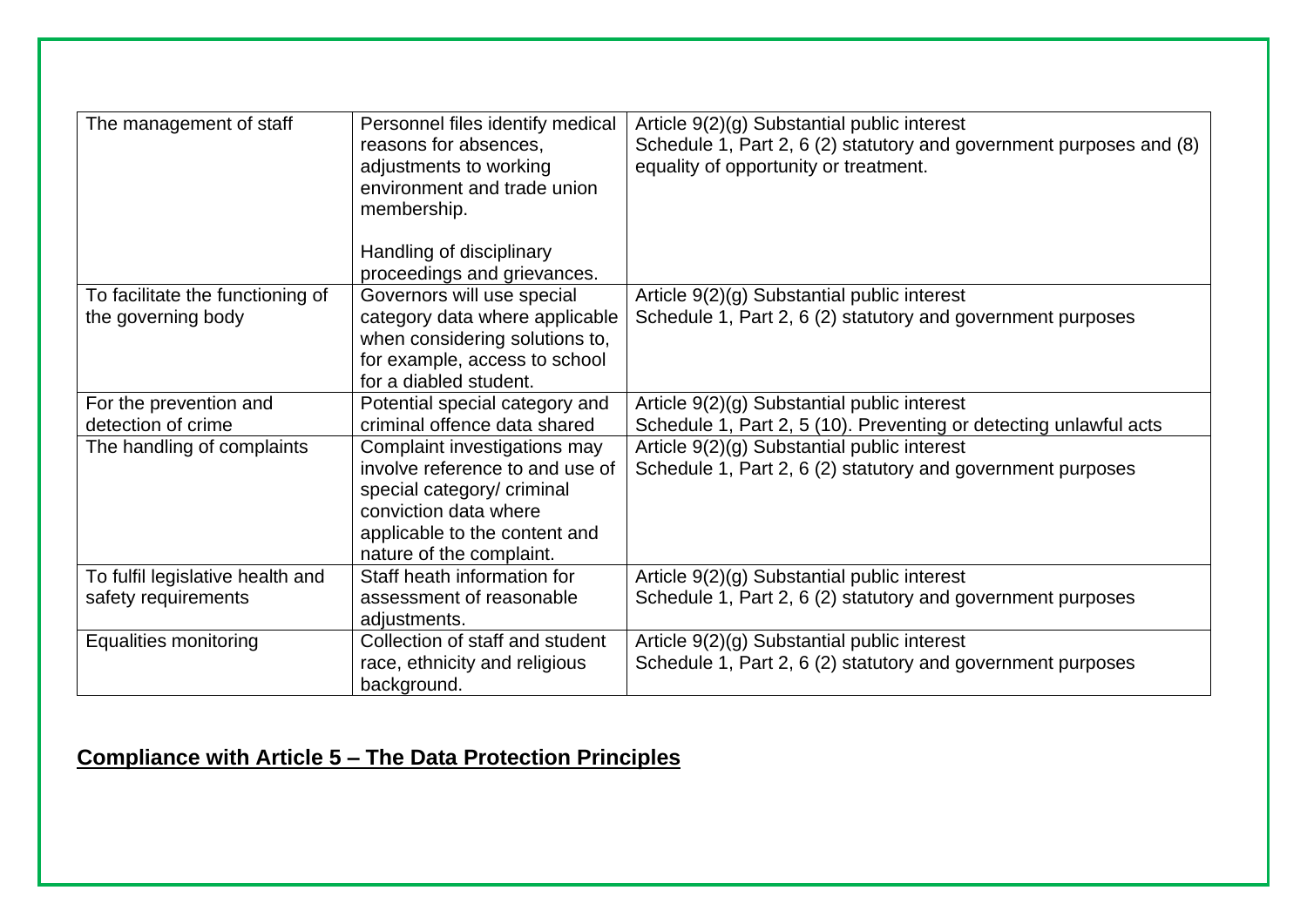| | | |
|---|---|---|
| The management of staff | Personnel files identify medical reasons for absences, adjustments to working environment and trade union membership.<br><br>Handling of disciplinary proceedings and grievances. | Article 9(2)(g) Substantial public interest<br>Schedule 1, Part 2, 6 (2) statutory and government purposes and (8) equality of opportunity or treatment. |
| To facilitate the functioning of the governing body | Governors will use special category data where applicable when considering solutions to, for example, access to school for a diabled student. | Article 9(2)(g) Substantial public interest<br>Schedule 1, Part 2, 6 (2) statutory and government purposes |
| For the prevention and detection of crime | Potential special category and criminal offence data shared | Article 9(2)(g) Substantial public interest<br>Schedule 1, Part 2, 5 (10). Preventing or detecting unlawful acts |
| The handling of complaints | Complaint investigations may involve reference to and use of special category/ criminal conviction data where applicable to the content and nature of the complaint. | Article 9(2)(g) Substantial public interest<br>Schedule 1, Part 2, 6 (2) statutory and government purposes |
| To fulfil legislative health and safety requirements | Staff heath information for assessment of reasonable adjustments. | Article 9(2)(g) Substantial public interest<br>Schedule 1, Part 2, 6 (2) statutory and government purposes |
| Equalities monitoring | Collection of staff and student race, ethnicity and religious background. | Article 9(2)(g) Substantial public interest<br>Schedule 1, Part 2, 6 (2) statutory and government purposes |

## **Compliance with Article 5 – The Data Protection Principles**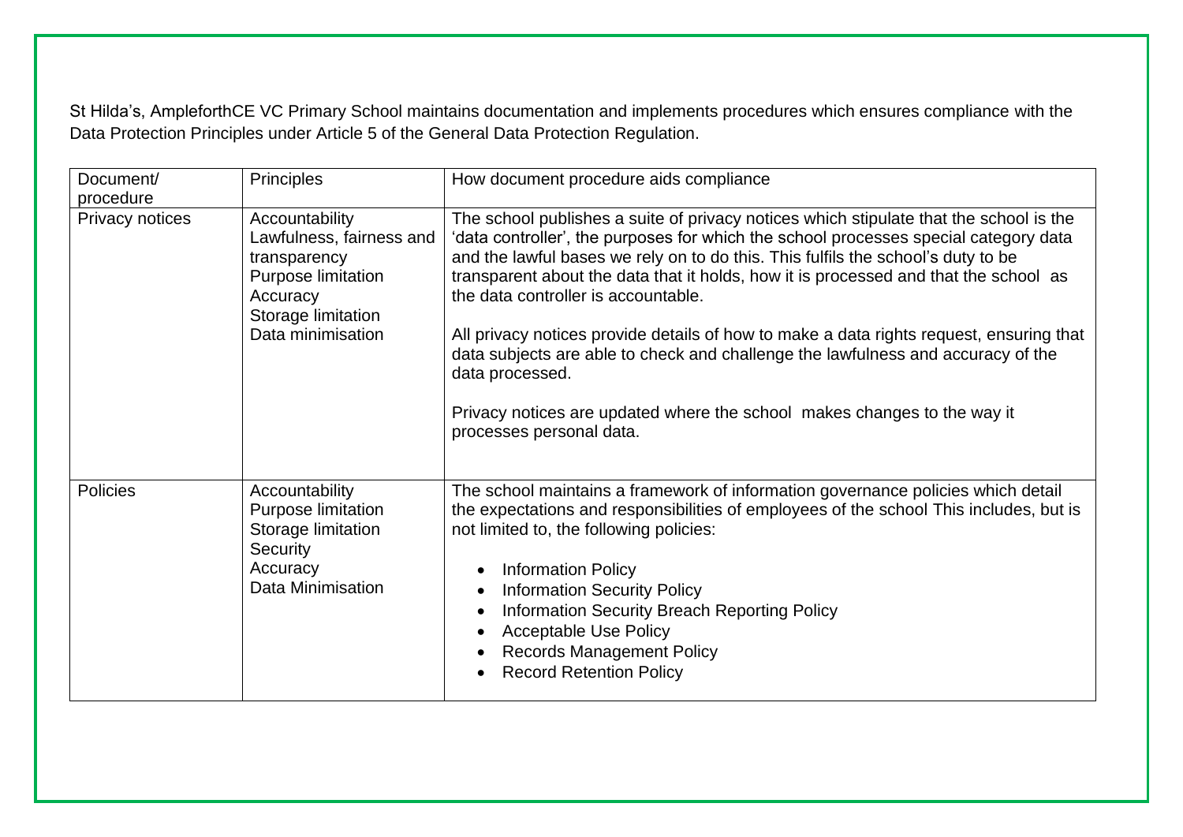St Hilda's, AmpleforthCE VC Primary School maintains documentation and implements procedures which ensures compliance with the Data Protection Principles under Article 5 of the General Data Protection Regulation.

| Document/ procedure | Principles | How document procedure aids compliance |
|---|---|---|
| Privacy notices | Accountability<br>Lawfulness, fairness and transparency<br>Purpose limitation<br>Accuracy<br>Storage limitation<br>Data minimisation | The school publishes a suite of privacy notices which stipulate that the school is the 'data controller', the purposes for which the school processes special category data and the lawful bases we rely on to do this. This fulfils the school's duty to be transparent about the data that it holds, how it is processed and that the school as the data controller is accountable.<br><br>All privacy notices provide details of how to make a data rights request, ensuring that data subjects are able to check and challenge the lawfulness and accuracy of the data processed.<br><br>Privacy notices are updated where the school makes changes to the way it processes personal data. |
| Policies | Accountability<br>Purpose limitation<br>Storage limitation<br>Security<br>Accuracy<br>Data Minimisation | The school maintains a framework of information governance policies which detail the expectations and responsibilities of employees of the school This includes, but is not limited to, the following policies:<br><br>• Information Policy<br>• Information Security Policy<br>• Information Security Breach Reporting Policy<br>• Acceptable Use Policy<br>• Records Management Policy<br>• Record Retention Policy |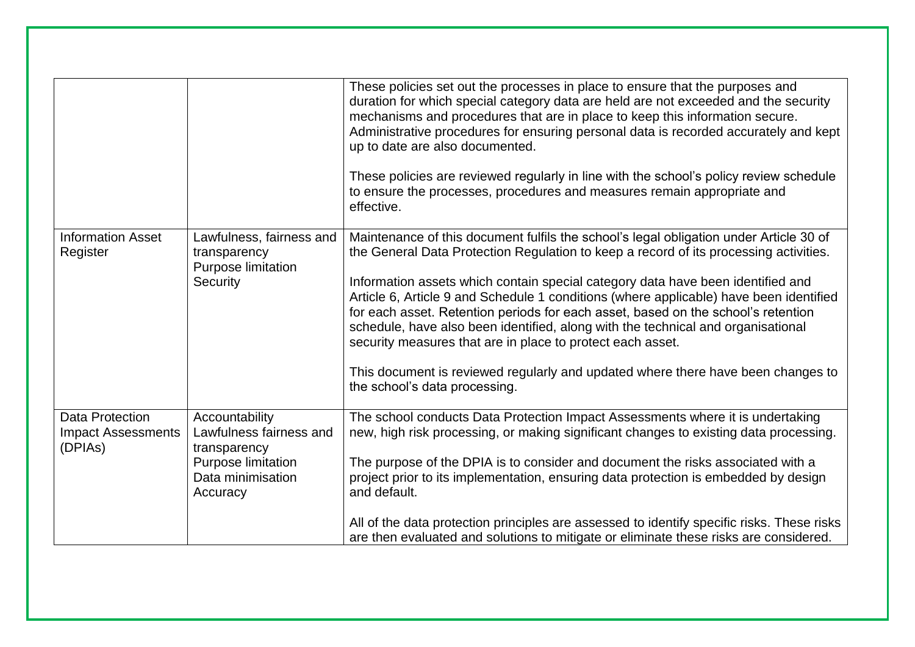| | | |
|---|---|---|
| | | These policies set out the processes in place to ensure that the purposes and duration for which special category data are held are not exceeded and the security mechanisms and procedures that are in place to keep this information secure. Administrative procedures for ensuring personal data is recorded accurately and kept up to date are also documented.<br><br>These policies are reviewed regularly in line with the school's policy review schedule to ensure the processes, procedures and measures remain appropriate and effective. |
| Information Asset Register | Lawfulness, fairness and transparency<br>Purpose limitation<br>Security | Maintenance of this document fulfils the school's legal obligation under Article 30 of the General Data Protection Regulation to keep a record of its processing activities.<br><br>Information assets which contain special category data have been identified and Article 6, Article 9 and Schedule 1 conditions (where applicable) have been identified for each asset. Retention periods for each asset, based on the school's retention schedule, have also been identified, along with the technical and organisational security measures that are in place to protect each asset.<br><br>This document is reviewed regularly and updated where there have been changes to the school's data processing. |
| Data Protection Impact Assessments (DPIAs) | Accountability<br>Lawfulness fairness and transparency<br>Purpose limitation<br>Data minimisation<br>Accuracy | The school conducts Data Protection Impact Assessments where it is undertaking new, high risk processing, or making significant changes to existing data processing.<br><br>The purpose of the DPIA is to consider and document the risks associated with a project prior to its implementation, ensuring data protection is embedded by design and default.<br><br>All of the data protection principles are assessed to identify specific risks. These risks are then evaluated and solutions to mitigate or eliminate these risks are considered. |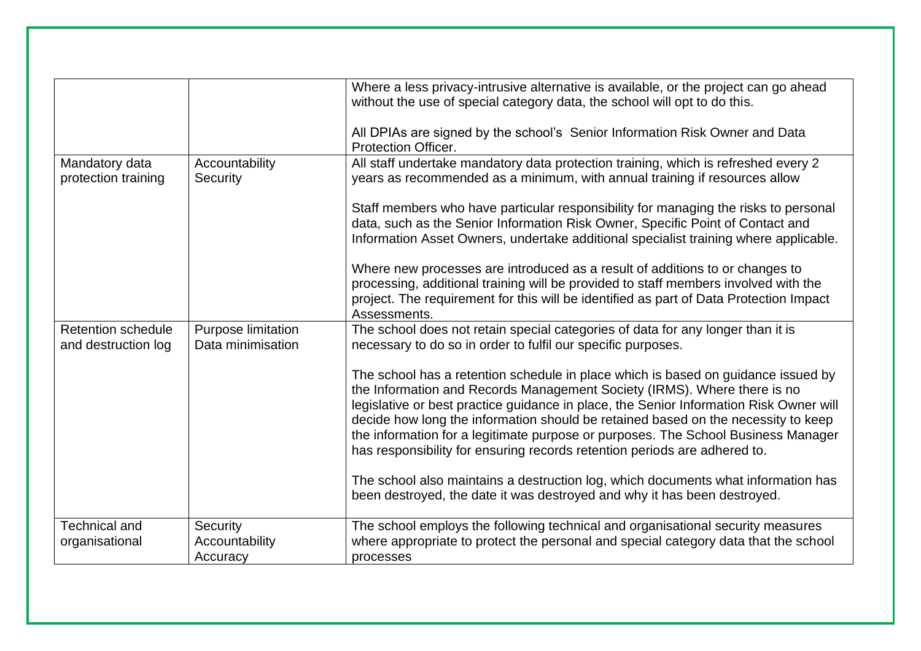| | | |
|---|---|---|
| | | Where a less privacy-intrusive alternative is available, or the project can go ahead without the use of special category data, the school will opt to do this.<br><br>All DPIAs are signed by the school's Senior Information Risk Owner and Data Protection Officer. |
| Mandatory data protection training | Accountability<br>Security | All staff undertake mandatory data protection training, which is refreshed every 2 years as recommended as a minimum, with annual training if resources allow<br><br>Staff members who have particular responsibility for managing the risks to personal data, such as the Senior Information Risk Owner, Specific Point of Contact and Information Asset Owners, undertake additional specialist training where applicable.<br><br>Where new processes are introduced as a result of additions to or changes to processing, additional training will be provided to staff members involved with the project. The requirement for this will be identified as part of Data Protection Impact Assessments. |
| Retention schedule and destruction log | Purpose limitation<br>Data minimisation | The school does not retain special categories of data for any longer than it is necessary to do so in order to fulfil our specific purposes.<br><br>The school has a retention schedule in place which is based on guidance issued by the Information and Records Management Society (IRMS). Where there is no legislative or best practice guidance in place, the Senior Information Risk Owner will decide how long the information should be retained based on the necessity to keep the information for a legitimate purpose or purposes. The School Business Manager has responsibility for ensuring records retention periods are adhered to.<br><br>The school also maintains a destruction log, which documents what information has been destroyed, the date it was destroyed and why it has been destroyed. |
| Technical and organisational | Security<br>Accountability<br>Accuracy | The school employs the following technical and organisational security measures where appropriate to protect the personal and special category data that the school processes |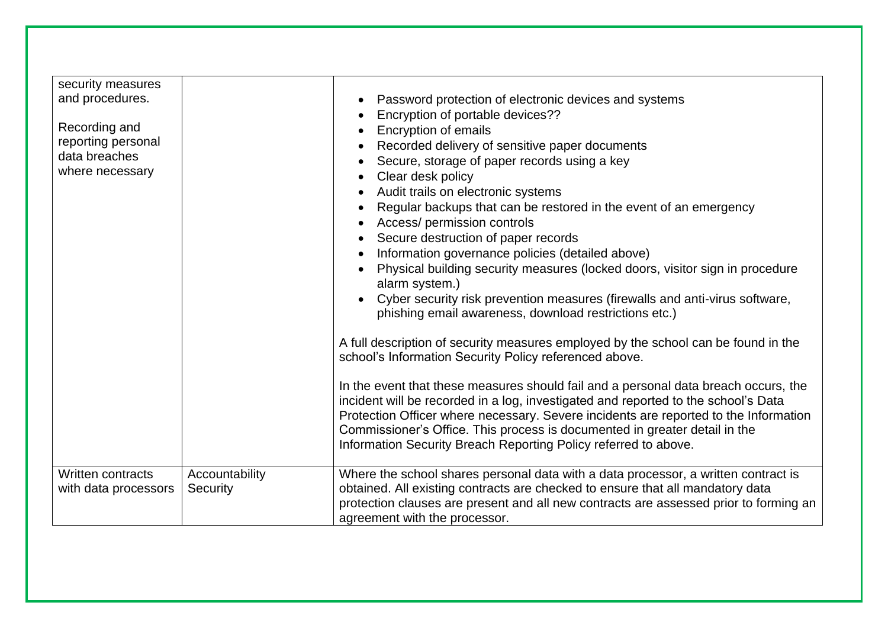| | | |
|---|---|---|
| security measures and procedures.<br><br>Recording and reporting personal data breaches where necessary | | • Password protection of electronic devices and systems<br>• Encryption of portable devices??<br>• Encryption of emails<br>• Recorded delivery of sensitive paper documents<br>• Secure, storage of paper records using a key<br>• Clear desk policy<br>• Audit trails on electronic systems<br>• Regular backups that can be restored in the event of an emergency<br>• Access/ permission controls<br>• Secure destruction of paper records<br>• Information governance policies (detailed above)<br>• Physical building security measures (locked doors, visitor sign in procedure alarm system.)<br>• Cyber security risk prevention measures (firewalls and anti-virus software, phishing email awareness, download restrictions etc.)<br><br>A full description of security measures employed by the school can be found in the school's Information Security Policy referenced above.<br><br>In the event that these measures should fail and a personal data breach occurs, the incident will be recorded in a log, investigated and reported to the school's Data Protection Officer where necessary. Severe incidents are reported to the Information Commissioner's Office. This process is documented in greater detail in the Information Security Breach Reporting Policy referred to above. |
| Written contracts with data processors | Accountability<br>Security | Where the school shares personal data with a data processor, a written contract is obtained. All existing contracts are checked to ensure that all mandatory data protection clauses are present and all new contracts are assessed prior to forming an agreement with the processor. |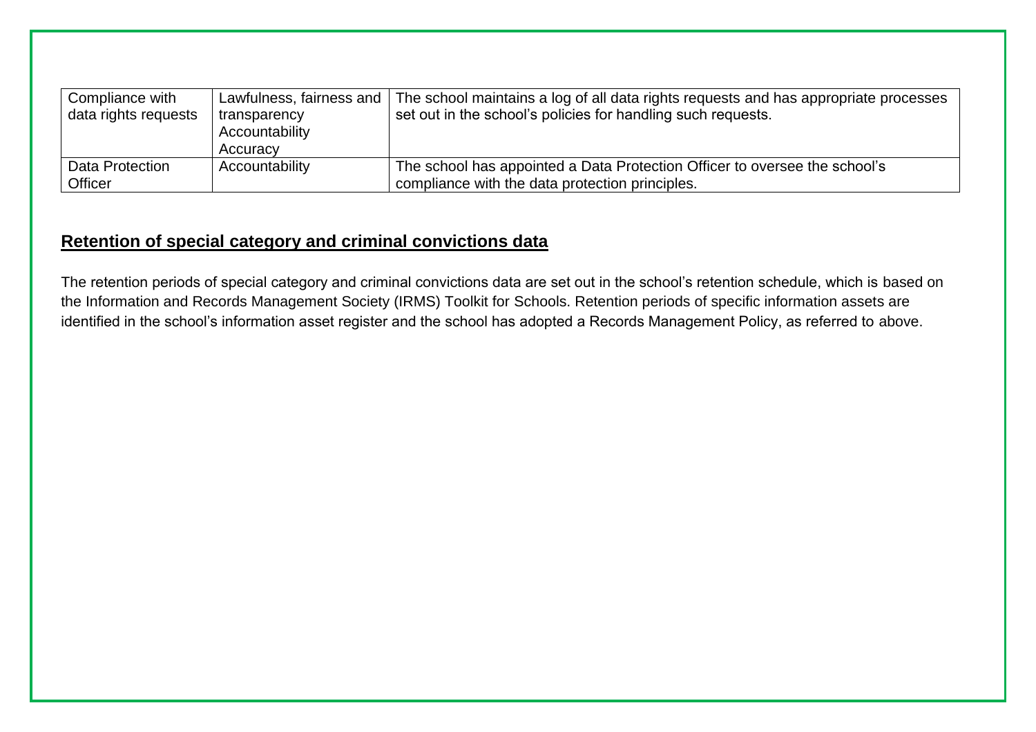| | | |
|---|---|---|
| Compliance with data rights requests | Lawfulness, fairness and transparency<br>Accountability<br>Accuracy | The school maintains a log of all data rights requests and has appropriate processes set out in the school's policies for handling such requests. |
| Data Protection Officer | Accountability | The school has appointed a Data Protection Officer to oversee the school's compliance with the data protection principles. |

## **Retention of special category and criminal convictions data**

The retention periods of special category and criminal convictions data are set out in the school's retention schedule, which is based on the Information and Records Management Society (IRMS) Toolkit for Schools. Retention periods of specific information assets are identified in the school's information asset register and the school has adopted a Records Management Policy, as referred to above.